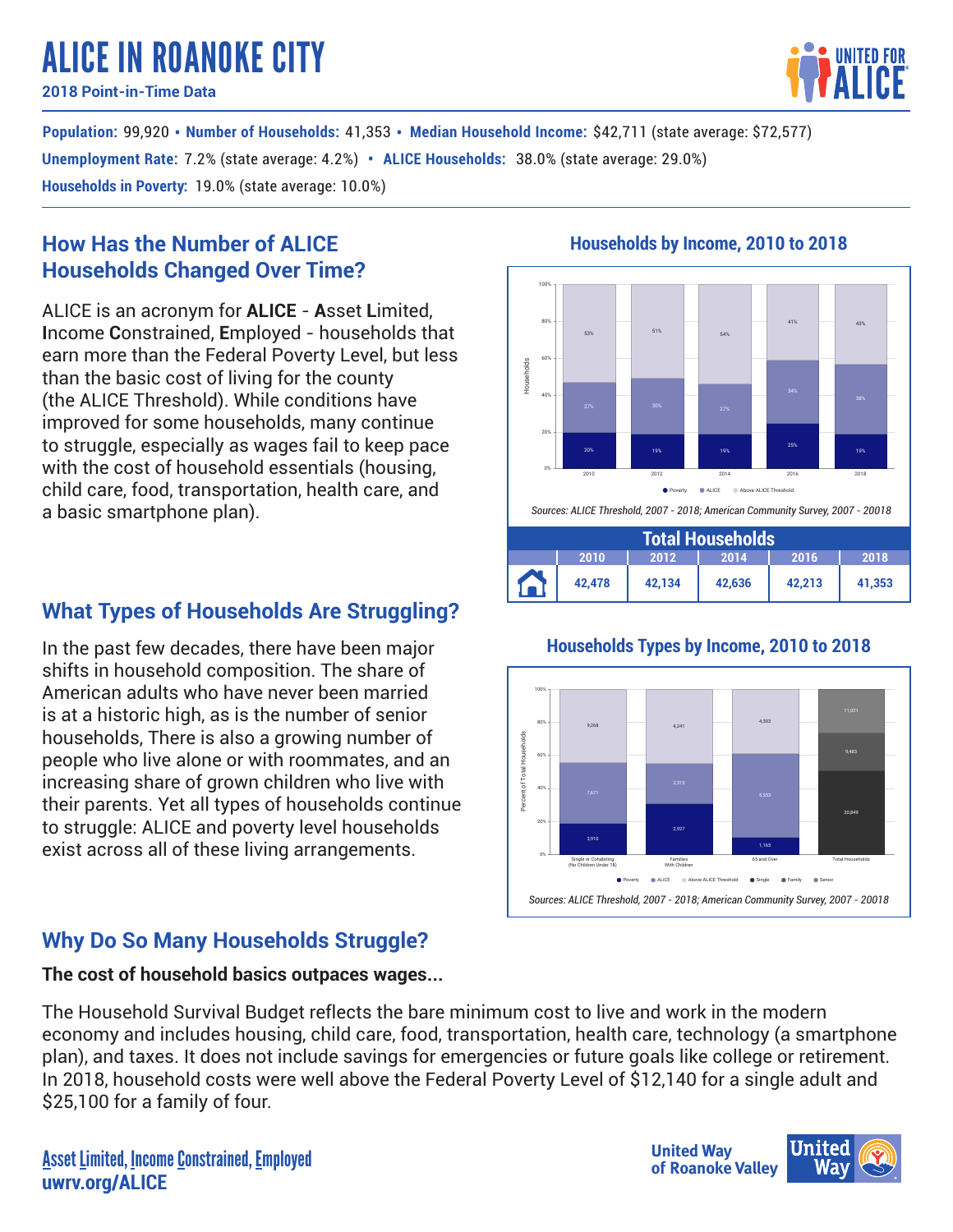# ALICE IN ROANOKE CITY

**2018 Point-in-Time Data**

**Population:** 99,920 • **Number of Households:** 41,353 • **Median Household Income:** $42,711 (state average: $72,577)
**Unemployment Rate:** 7.2% (state average: 4.2%) • **ALICE Households:** 38.0% (state average: 29.0%)
**Households in Poverty:** 19.0% (state average: 10.0%)

## How Has the Number of ALICE Households Changed Over Time?

ALICE is an acronym for **ALICE** - **A**sset **L**imited, **I**ncome **C**onstrained, **E**mployed - households that earn more than the Federal Poverty Level, but less than the basic cost of living for the county (the ALICE Threshold). While conditions have improved for some households, many continue to struggle, especially as wages fail to keep pace with the cost of household essentials (housing, child care, food, transportation, health care, and a basic smartphone plan).

### Households by Income, 2010 to 2018

| | 2010 | 2012 | 2014 | 2016 | 2018 |
|---|---|---|---|---|---|
| Poverty | 20% | 19% | 19% | 25% | 19% |
| ALICE | 27% | 30% | 27% | 34% | 38% |
| Above ALICE Threshold | 53% | 51% | 54% | 41% | 43% |

*Sources: ALICE Threshold, 2007 - 2018; American Community Survey, 2007 - 20018*

| Total Households | | | | |
|---|---|---|---|---|
| 2010 | 2012 | 2014 | 2016 | 2018 |
| 42,478 | 42,134 | 42,636 | 42,213 | 41,353 |

## What Types of Households Are Struggling?

In the past few decades, there have been major shifts in household composition. The share of American adults who have never been married is at a historic high, as is the number of senior households, There is also a growing number of people who live alone or with roommates, and an increasing share of grown children who live with their parents. Yet all types of households continue to struggle: ALICE and poverty level households exist across all of these living arrangements.

### Households Types by Income, 2010 to 2018

| | Single or Cohabiting (No Children Under 18) | Families With Children | 65 and Over |
|---|---|---|---|
| Poverty | 3,910 | 2,927 | 1,165 |
| ALICE | 7,671 | 2,315 | 5,553 |
| Above ALICE Threshold | 9,268 | 4,241 | 4,303 |

| Total Households | |
|---|---|
| Single | 20,849 |
| Family | 9,483 |
| Senior | 11,021 |

*Sources: ALICE Threshold, 2007 - 2018; American Community Survey, 2007 - 20018*

## Why Do So Many Households Struggle?

**The cost of household basics outpaces wages...**

The Household Survival Budget reflects the bare minimum cost to live and work in the modern economy and includes housing, child care, food, transportation, health care, technology (a smartphone plan), and taxes. It does not include savings for emergencies or future goals like college or retirement. In 2018, household costs were well above the Federal Poverty Level of $12,140 for a single adult and $25,100 for a family of four.

Asset Limited, Income Constrained, Employed
uwrv.org/ALICE

United Way of Roanoke Valley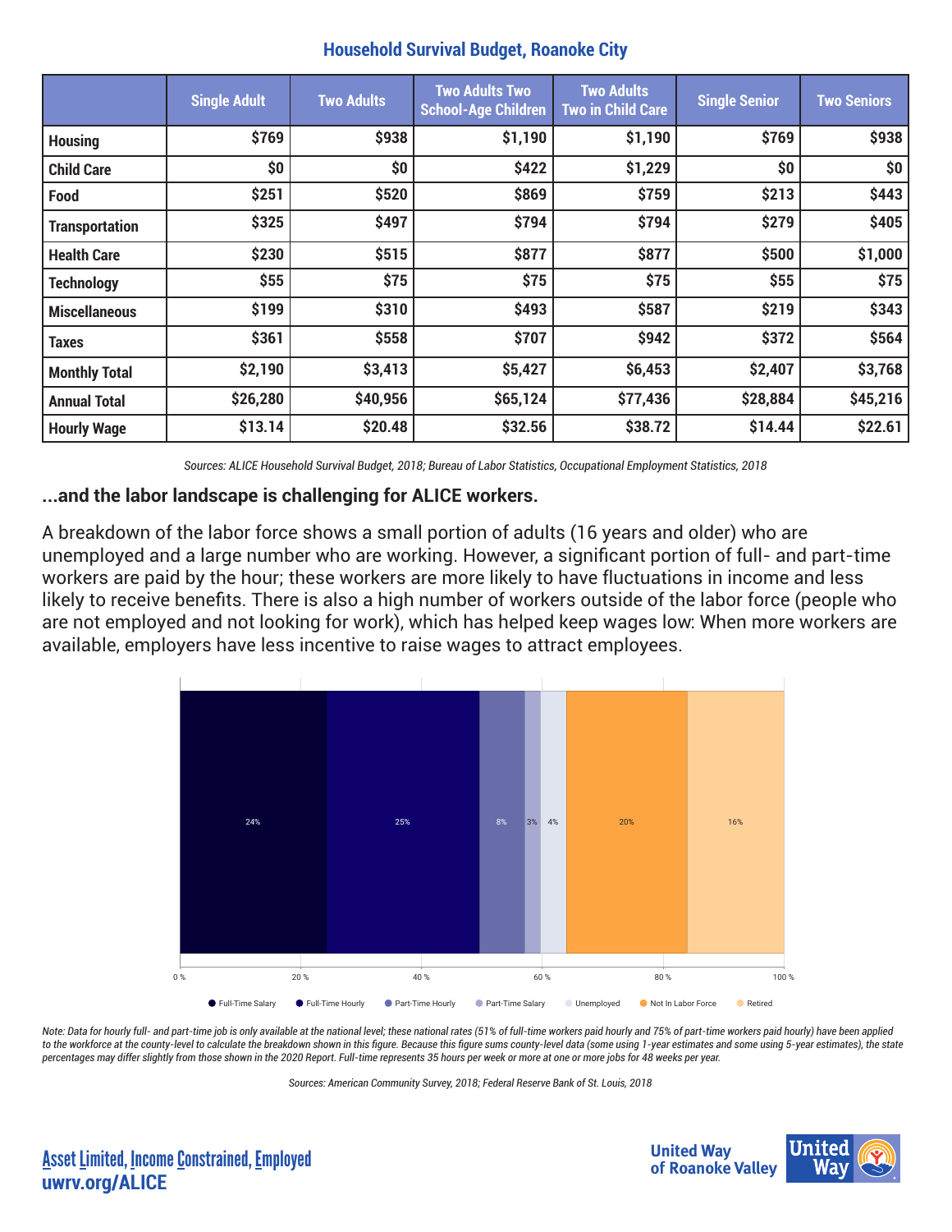## Household Survival Budget, Roanoke City

| | Single Adult | Two Adults | Two Adults Two School-Age Children | Two Adults Two in Child Care | Single Senior | Two Seniors |
|---|---|---|---|---|---|---|
| Housing | $769 | $938 | $1,190 | $1,190 | $769 | $938 |
| Child Care | $0 | $0 | $422 | $1,229 | $0 | $0 |
| Food | $251 | $520 | $869 | $759 | $213 | $443 |
| Transportation | $325 | $497 | $794 | $794 | $279 | $405 |
| Health Care | $230 | $515 | $877 | $877 | $500 | $1,000 |
| Technology | $55 | $75 | $75 | $75 | $55 | $75 |
| Miscellaneous | $199 | $310 | $493 | $587 | $219 | $343 |
| Taxes | $361 | $558 | $707 | $942 | $372 | $564 |
| Monthly Total | $2,190 | $3,413 | $5,427 | $6,453 | $2,407 | $3,768 |
| Annual Total | $26,280 | $40,956 | $65,124 | $77,436 | $28,884 | $45,216 |
| Hourly Wage | $13.14 | $20.48 | $32.56 | $38.72 | $14.44 | $22.61 |

*Sources: ALICE Household Survival Budget, 2018; Bureau of Labor Statistics, Occupational Employment Statistics, 2018*

### ...and the labor landscape is challenging for ALICE workers.

A breakdown of the labor force shows a small portion of adults (16 years and older) who are unemployed and a large number who are working. However, a significant portion of full- and part-time workers are paid by the hour; these workers are more likely to have fluctuations in income and less likely to receive benefits. There is also a high number of workers outside of the labor force (people who are not employed and not looking for work), which has helped keep wages low: When more workers are available, employers have less incentive to raise wages to attract employees.

24%
25%
8%
3%
4%
20%
16%

0 %
20 %
40 %
60 %
80 %
100 %

Full-Time Salary
Full-Time Hourly
Part-Time Hourly
Part-Time Salary
Unemployed
Not In Labor Force
Retired

*Note: Data for hourly full- and part-time job is only available at the national level; these national rates (51% of full-time workers paid hourly and 75% of part-time workers paid hourly) have been applied to the workforce at the county-level to calculate the breakdown shown in this figure. Because this figure sums county-level data (some using 1-year estimates and some using 5-year estimates), the state percentages may differ slightly from those shown in the 2020 Report. Full-time represents 35 hours per week or more at one or more jobs for 48 weeks per year.*

*Sources: American Community Survey, 2018; Federal Reserve Bank of St. Louis, 2018*

Asset Limited, Income Constrained, Employed
uwrv.org/ALICE

United Way of Roanoke Valley